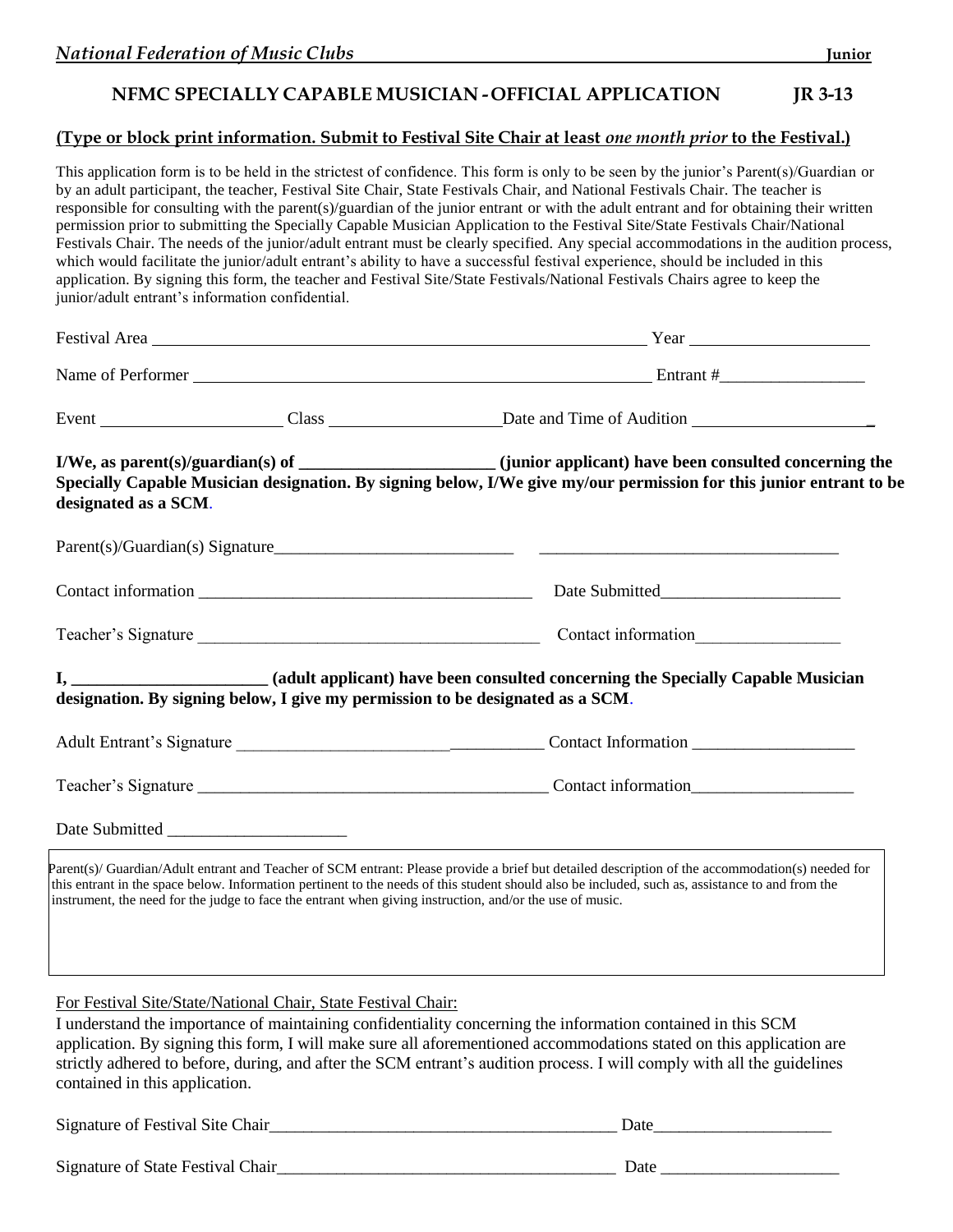*National Federation of Music Clubs* **Junior**

## NFMC SPECIALLY CAPABLE MUSICIAN - OFFICIAL APPLICATION JR 3-13

**(Type or block print information. Submit to Festival Site Chair at least *one month prior* to the Festival.)**

This application form is to be held in the strictest of confidence. This form is only to be seen by the junior's Parent(s)/Guardian or by an adult participant, the teacher, Festival Site Chair, State Festivals Chair, and National Festivals Chair. The teacher is responsible for consulting with the parent(s)/guardian of the junior entrant or with the adult entrant and for obtaining their written permission prior to submitting the Specially Capable Musician Application to the Festival Site/State Festivals Chair/National Festivals Chair. The needs of the junior/adult entrant must be clearly specified. Any special accommodations in the audition process, which would facilitate the junior/adult entrant's ability to have a successful festival experience, should be included in this application. By signing this form, the teacher and Festival Site/State Festivals/National Festivals Chairs agree to keep the junior/adult entrant's information confidential.

Festival Area ______________________________ Year ______________

Name of Performer ______________________________ Entrant #________________

Event ______________ Class ______________ Date and Time of Audition ______________

**I/We, as parent(s)/guardian(s) of ______________________ (junior applicant) have been consulted concerning the Specially Capable Musician designation. By signing below, I/We give my/our permission for this junior entrant to be designated as a SCM.**

Parent(s)/Guardian(s) Signature____________________________ ____________________________

Contact information ______________________________ Date Submitted____________________

Teacher's Signature ______________________________ Contact information________________

**I, ______________________ (adult applicant) have been consulted concerning the Specially Capable Musician designation. By signing below, I give my permission to be designated as a SCM.**

Adult Entrant's Signature ______________________________ Contact Information ________________

Teacher's Signature ______________________________ Contact information________________

Date Submitted ____________________

Parent(s)/ Guardian/Adult entrant and Teacher of SCM entrant: Please provide a brief but detailed description of the accommodation(s) needed for this entrant in the space below. Information pertinent to the needs of this student should also be included, such as, assistance to and from the instrument, the need for the judge to face the entrant when giving instruction, and/or the use of music.

For Festival Site/State/National Chair, State Festival Chair:

I understand the importance of maintaining confidentiality concerning the information contained in this SCM application. By signing this form, I will make sure all aforementioned accommodations stated on this application are strictly adhered to before, during, and after the SCM entrant's audition process. I will comply with all the guidelines contained in this application.

Signature of Festival Site Chair______________________________ Date____________________

Signature of State Festival Chair______________________________ Date ____________________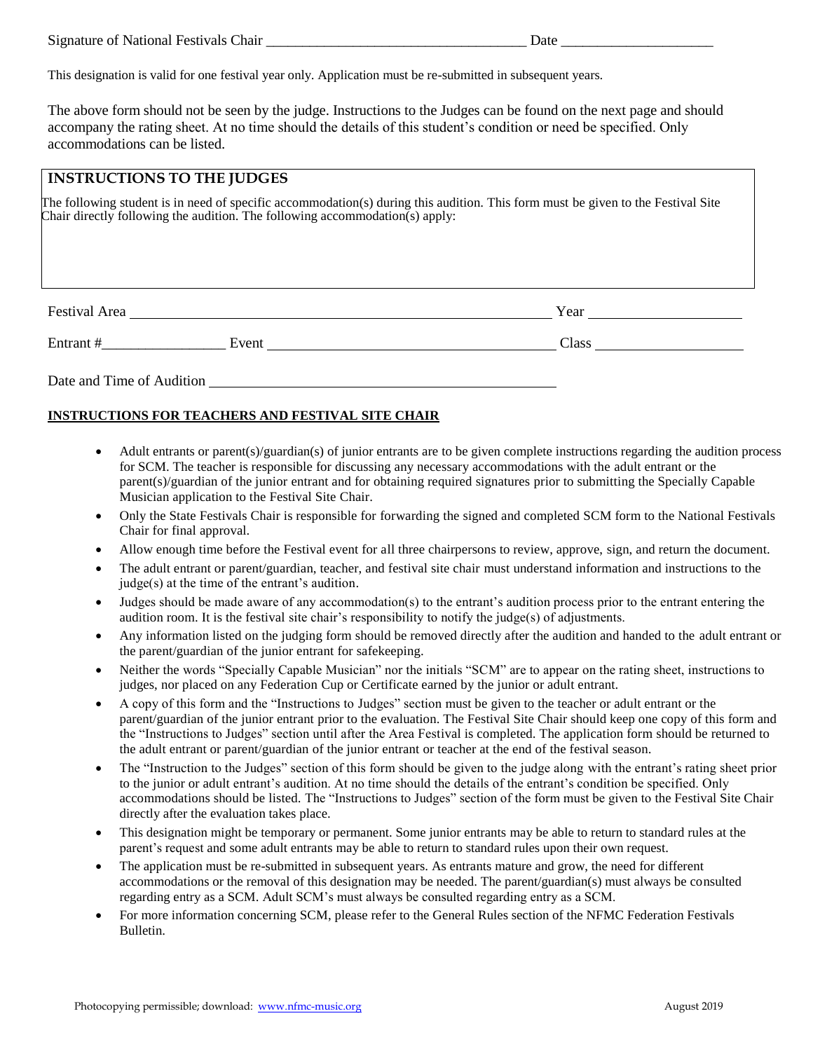Signature of National Festivals Chair ___________________________________ Date ____________________

This designation is valid for one festival year only. Application must be re-submitted in subsequent years.

The above form should not be seen by the judge. Instructions to the Judges can be found on the next page and should accompany the rating sheet. At no time should the details of this student's condition or need be specified. Only accommodations can be listed.

## INSTRUCTIONS TO THE JUDGES

The following student is in need of specific accommodation(s) during this audition. This form must be given to the Festival Site Chair directly following the audition. The following accommodation(s) apply:

Festival Area ____________________________________________ Year ____________________

Entrant #________________ Event ______________________________ Class ____________________

Date and Time of Audition ______________________________________

## INSTRUCTIONS FOR TEACHERS AND FESTIVAL SITE CHAIR

- Adult entrants or parent(s)/guardian(s) of junior entrants are to be given complete instructions regarding the audition process for SCM. The teacher is responsible for discussing any necessary accommodations with the adult entrant or the parent(s)/guardian of the junior entrant and for obtaining required signatures prior to submitting the Specially Capable Musician application to the Festival Site Chair.
- Only the State Festivals Chair is responsible for forwarding the signed and completed SCM form to the National Festivals Chair for final approval.
- Allow enough time before the Festival event for all three chairpersons to review, approve, sign, and return the document.
- The adult entrant or parent/guardian, teacher, and festival site chair must understand information and instructions to the judge(s) at the time of the entrant's audition.
- Judges should be made aware of any accommodation(s) to the entrant's audition process prior to the entrant entering the audition room. It is the festival site chair's responsibility to notify the judge(s) of adjustments.
- Any information listed on the judging form should be removed directly after the audition and handed to the adult entrant or the parent/guardian of the junior entrant for safekeeping.
- Neither the words "Specially Capable Musician" nor the initials "SCM" are to appear on the rating sheet, instructions to judges, nor placed on any Federation Cup or Certificate earned by the junior or adult entrant.
- A copy of this form and the "Instructions to Judges" section must be given to the teacher or adult entrant or the parent/guardian of the junior entrant prior to the evaluation. The Festival Site Chair should keep one copy of this form and the "Instructions to Judges" section until after the Area Festival is completed. The application form should be returned to the adult entrant or parent/guardian of the junior entrant or teacher at the end of the festival season.
- The "Instruction to the Judges" section of this form should be given to the judge along with the entrant's rating sheet prior to the junior or adult entrant's audition. At no time should the details of the entrant's condition be specified. Only accommodations should be listed. The "Instructions to Judges" section of the form must be given to the Festival Site Chair directly after the evaluation takes place.
- This designation might be temporary or permanent. Some junior entrants may be able to return to standard rules at the parent's request and some adult entrants may be able to return to standard rules upon their own request.
- The application must be re-submitted in subsequent years. As entrants mature and grow, the need for different accommodations or the removal of this designation may be needed. The parent/guardian(s) must always be consulted regarding entry as a SCM. Adult SCM's must always be consulted regarding entry as a SCM.
- For more information concerning SCM, please refer to the General Rules section of the NFMC Federation Festivals Bulletin.

Photocopying permissible; download: www.nfmc-music.org August 2019